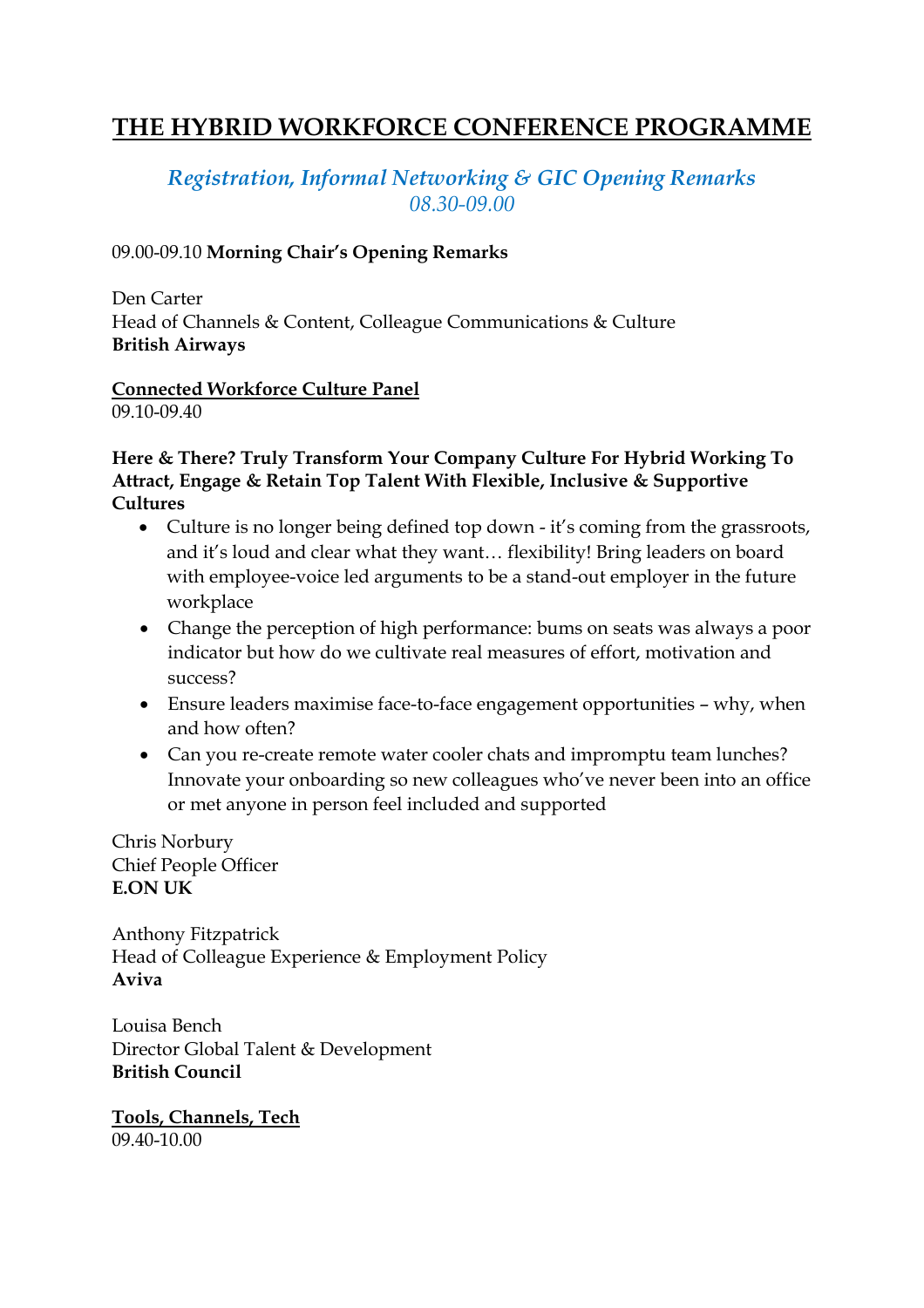# THE HYBRID WORKFORCE CONFERENCE PROGRAMME

### *Registration, Informal Networking & GIC Opening Remarks*
### *08.30-09.00*

09.00-09.10 **Morning Chair's Opening Remarks**

Den Carter
Head of Channels & Content, Colleague Communications & Culture
**British Airways**

**Connected Workforce Culture Panel**
09.10-09.40

**Here & There? Truly Transform Your Company Culture For Hybrid Working To Attract, Engage & Retain Top Talent With Flexible, Inclusive & Supportive Cultures**

- Culture is no longer being defined top down - it's coming from the grassroots, and it's loud and clear what they want… flexibility! Bring leaders on board with employee-voice led arguments to be a stand-out employer in the future workplace
- Change the perception of high performance: bums on seats was always a poor indicator but how do we cultivate real measures of effort, motivation and success?
- Ensure leaders maximise face-to-face engagement opportunities – why, when and how often?
- Can you re-create remote water cooler chats and impromptu team lunches? Innovate your onboarding so new colleagues who've never been into an office or met anyone in person feel included and supported

Chris Norbury
Chief People Officer
**E.ON UK**

Anthony Fitzpatrick
Head of Colleague Experience & Employment Policy
**Aviva**

Louisa Bench
Director Global Talent & Development
**British Council**

**Tools, Channels, Tech**
09.40-10.00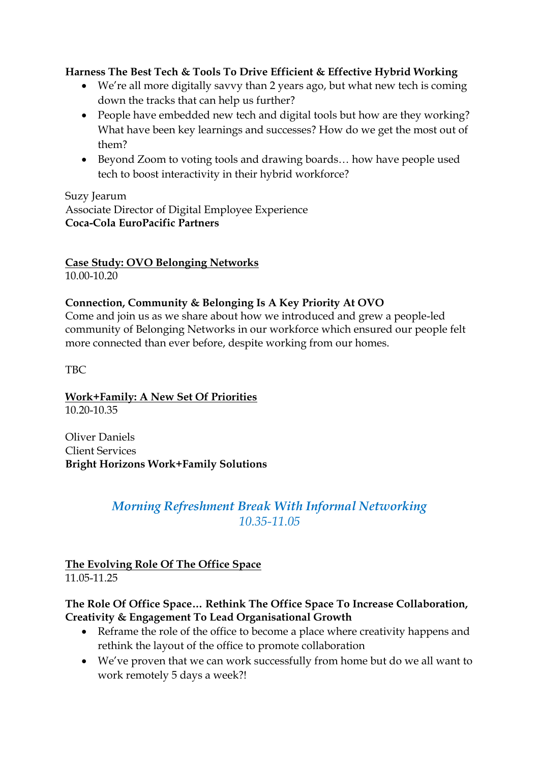**Harness The Best Tech & Tools To Drive Efficient & Effective Hybrid Working**

- We're all more digitally savvy than 2 years ago, but what new tech is coming down the tracks that can help us further?
- People have embedded new tech and digital tools but how are they working? What have been key learnings and successes? How do we get the most out of them?
- Beyond Zoom to voting tools and drawing boards… how have people used tech to boost interactivity in their hybrid workforce?

Suzy Jearum
Associate Director of Digital Employee Experience
**Coca-Cola EuroPacific Partners**

**<u>Case Study: OVO Belonging Networks</u>**
10.00-10.20

**Connection, Community & Belonging Is A Key Priority At OVO**
Come and join us as we share about how we introduced and grew a people-led community of Belonging Networks in our workforce which ensured our people felt more connected than ever before, despite working from our homes.

TBC

**<u>Work+Family: A New Set Of Priorities</u>**
10.20-10.35

Oliver Daniels
Client Services
**Bright Horizons Work+Family Solutions**

*Morning Refreshment Break With Informal Networking*
*10.35-11.05*

**<u>The Evolving Role Of The Office Space</u>**
11.05-11.25

**The Role Of Office Space… Rethink The Office Space To Increase Collaboration, Creativity & Engagement To Lead Organisational Growth**

- Reframe the role of the office to become a place where creativity happens and rethink the layout of the office to promote collaboration
- We've proven that we can work successfully from home but do we all want to work remotely 5 days a week?!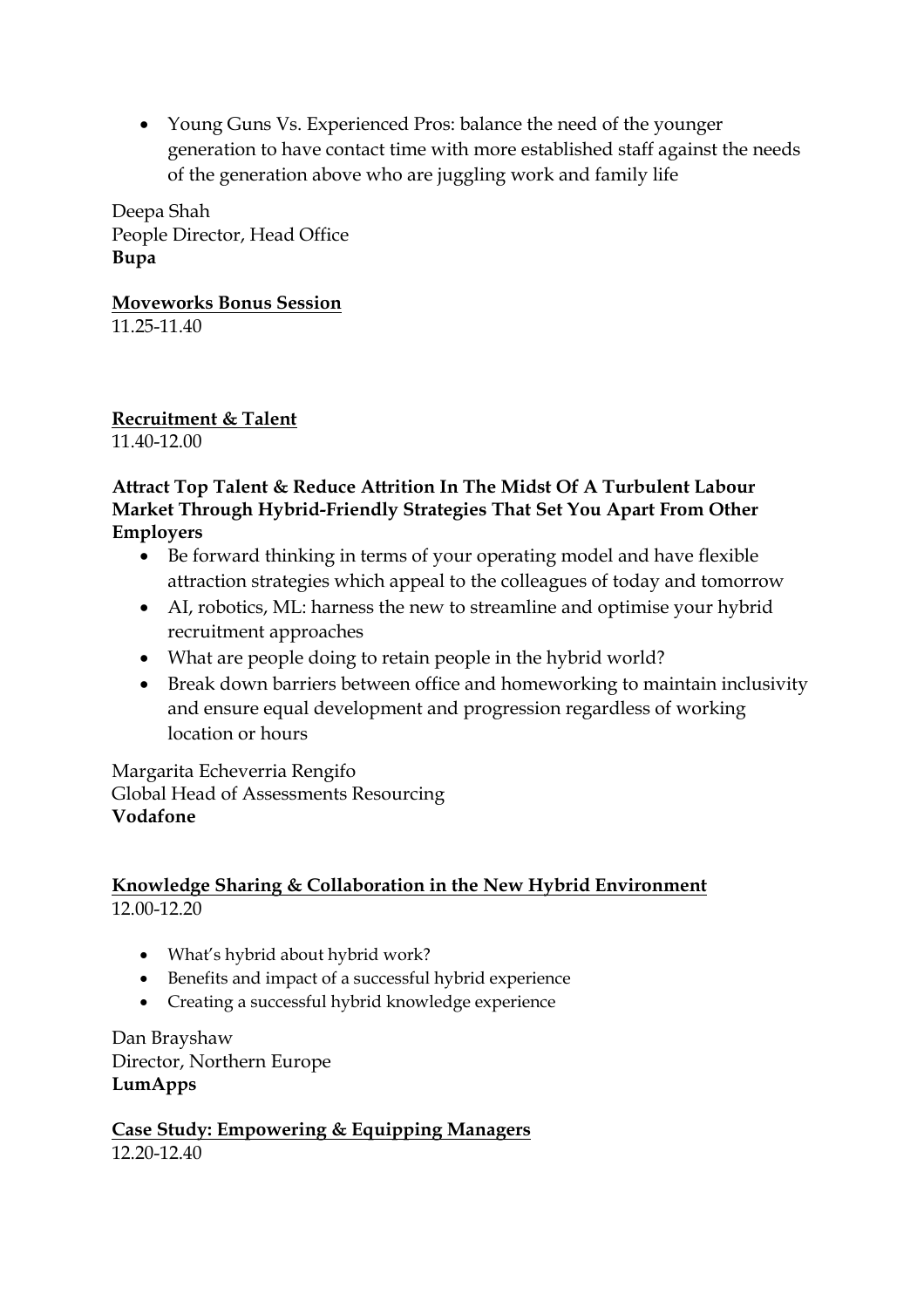- Young Guns Vs. Experienced Pros: balance the need of the younger generation to have contact time with more established staff against the needs of the generation above who are juggling work and family life

Deepa Shah
People Director, Head Office
**Bupa**

**Moveworks Bonus Session**
11.25-11.40

**Recruitment & Talent**
11.40-12.00

**Attract Top Talent & Reduce Attrition In The Midst Of A Turbulent Labour Market Through Hybrid-Friendly Strategies That Set You Apart From Other Employers**

- Be forward thinking in terms of your operating model and have flexible attraction strategies which appeal to the colleagues of today and tomorrow
- AI, robotics, ML: harness the new to streamline and optimise your hybrid recruitment approaches
- What are people doing to retain people in the hybrid world?
- Break down barriers between office and homeworking to maintain inclusivity and ensure equal development and progression regardless of working location or hours

Margarita Echeverria Rengifo
Global Head of Assessments Resourcing
**Vodafone**

**Knowledge Sharing & Collaboration in the New Hybrid Environment**
12.00-12.20

- What's hybrid about hybrid work?
- Benefits and impact of a successful hybrid experience
- Creating a successful hybrid knowledge experience

Dan Brayshaw
Director, Northern Europe
**LumApps**

**Case Study: Empowering & Equipping Managers**
12.20-12.40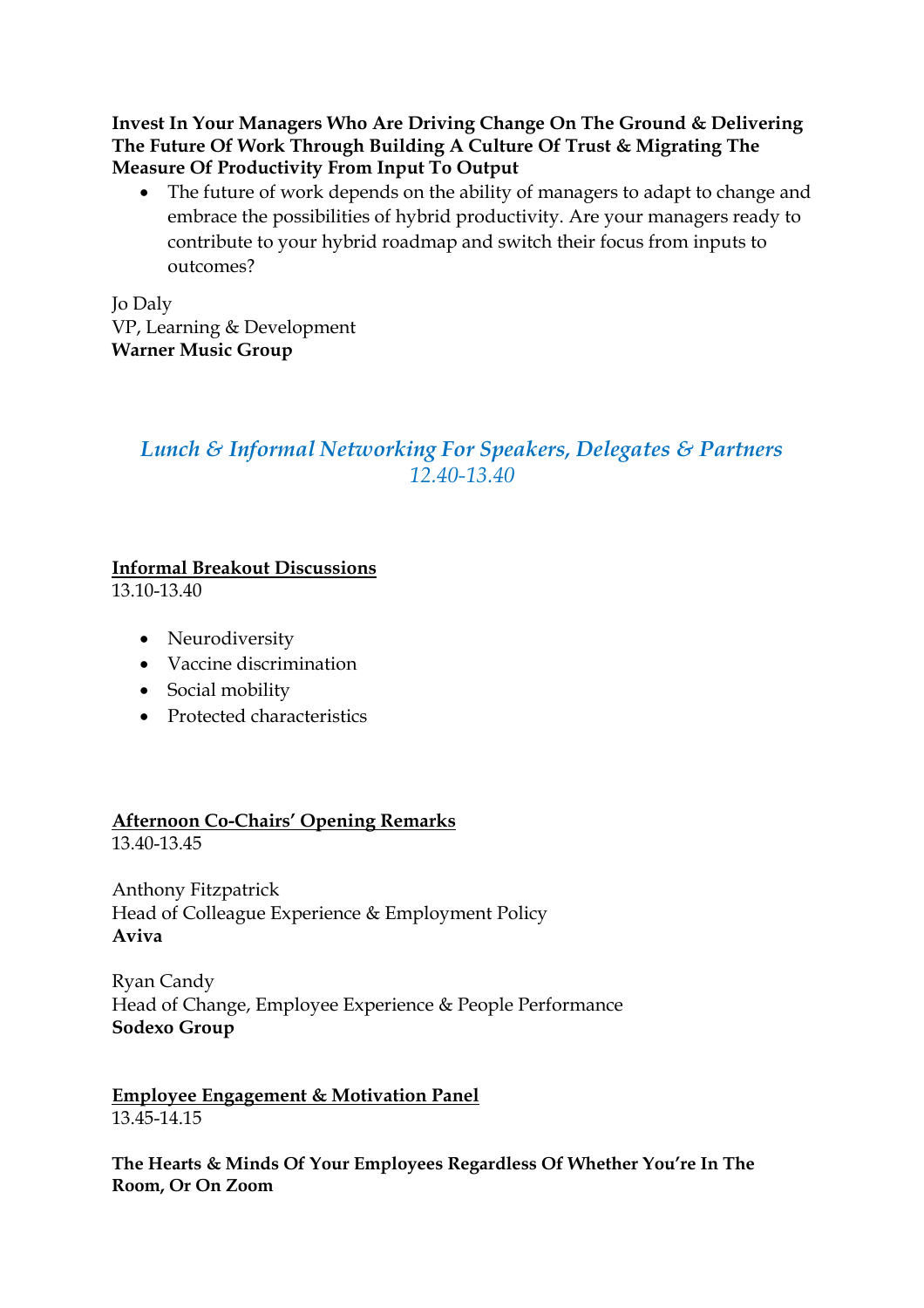**Invest In Your Managers Who Are Driving Change On The Ground & Delivering The Future Of Work Through Building A Culture Of Trust & Migrating The Measure Of Productivity From Input To Output**

- The future of work depends on the ability of managers to adapt to change and embrace the possibilities of hybrid productivity. Are your managers ready to contribute to your hybrid roadmap and switch their focus from inputs to outcomes?

Jo Daly
VP, Learning & Development
**Warner Music Group**

*Lunch & Informal Networking For Speakers, Delegates & Partners*
*12.40-13.40*

**Informal Breakout Discussions**
13.10-13.40

- Neurodiversity
- Vaccine discrimination
- Social mobility
- Protected characteristics

**Afternoon Co-Chairs' Opening Remarks**
13.40-13.45

Anthony Fitzpatrick
Head of Colleague Experience & Employment Policy
**Aviva**

Ryan Candy
Head of Change, Employee Experience & People Performance
**Sodexo Group**

**Employee Engagement & Motivation Panel**
13.45-14.15

**The Hearts & Minds Of Your Employees Regardless Of Whether You're In The Room, Or On Zoom**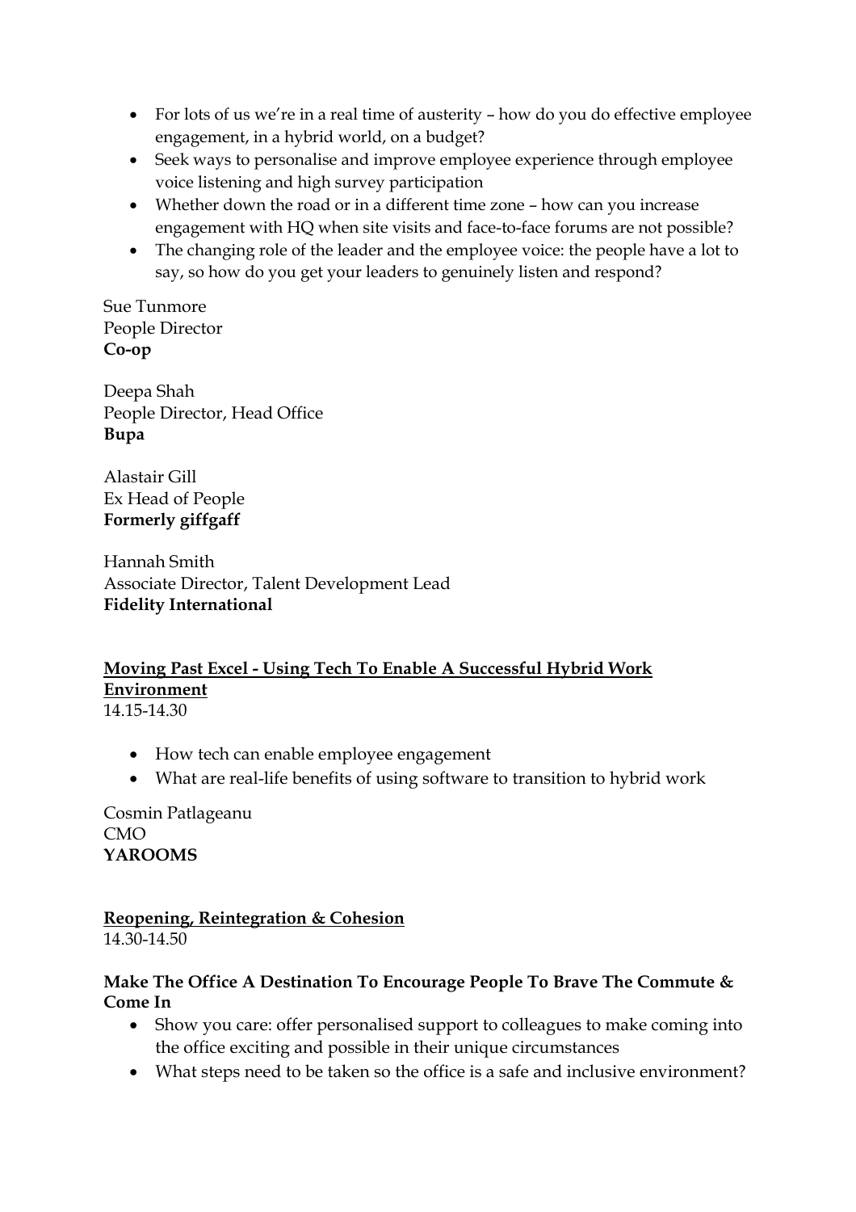- For lots of us we're in a real time of austerity – how do you do effective employee engagement, in a hybrid world, on a budget?
- Seek ways to personalise and improve employee experience through employee voice listening and high survey participation
- Whether down the road or in a different time zone – how can you increase engagement with HQ when site visits and face-to-face forums are not possible?
- The changing role of the leader and the employee voice: the people have a lot to say, so how do you get your leaders to genuinely listen and respond?

Sue Tunmore
People Director
**Co-op**

Deepa Shah
People Director, Head Office
**Bupa**

Alastair Gill
Ex Head of People
**Formerly giffgaff**

Hannah Smith
Associate Director, Talent Development Lead
**Fidelity International**

**Moving Past Excel - Using Tech To Enable A Successful Hybrid Work Environment**
14.15-14.30

- How tech can enable employee engagement
- What are real-life benefits of using software to transition to hybrid work

Cosmin Patlageanu
CMO
**YAROOMS**

**Reopening, Reintegration & Cohesion**
14.30-14.50

**Make The Office A Destination To Encourage People To Brave The Commute & Come In**

- Show you care: offer personalised support to colleagues to make coming into the office exciting and possible in their unique circumstances
- What steps need to be taken so the office is a safe and inclusive environment?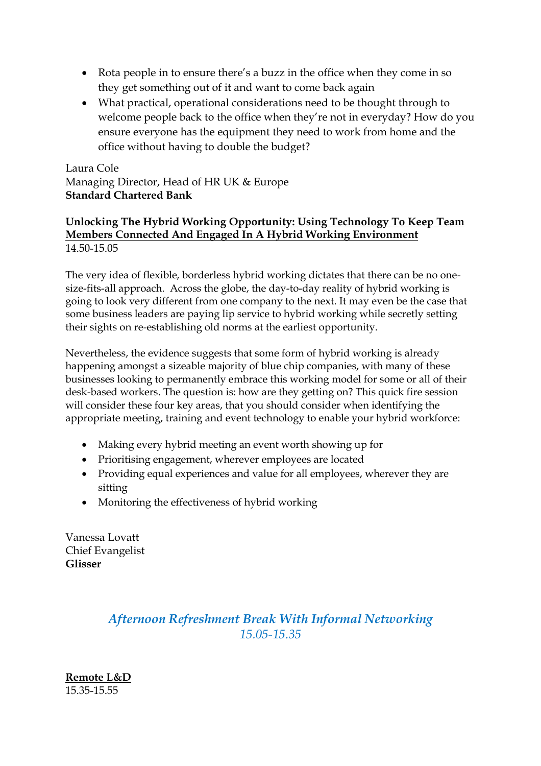- Rota people in to ensure there's a buzz in the office when they come in so they get something out of it and want to come back again
- What practical, operational considerations need to be thought through to welcome people back to the office when they're not in everyday? How do you ensure everyone has the equipment they need to work from home and the office without having to double the budget?

Laura Cole
Managing Director, Head of HR UK & Europe
**Standard Chartered Bank**

**Unlocking The Hybrid Working Opportunity: Using Technology To Keep Team Members Connected And Engaged In A Hybrid Working Environment**
14.50-15.05

The very idea of flexible, borderless hybrid working dictates that there can be no one-size-fits-all approach. Across the globe, the day-to-day reality of hybrid working is going to look very different from one company to the next. It may even be the case that some business leaders are paying lip service to hybrid working while secretly setting their sights on re-establishing old norms at the earliest opportunity.

Nevertheless, the evidence suggests that some form of hybrid working is already happening amongst a sizeable majority of blue chip companies, with many of these businesses looking to permanently embrace this working model for some or all of their desk-based workers. The question is: how are they getting on? This quick fire session will consider these four key areas, that you should consider when identifying the appropriate meeting, training and event technology to enable your hybrid workforce:

- Making every hybrid meeting an event worth showing up for
- Prioritising engagement, wherever employees are located
- Providing equal experiences and value for all employees, wherever they are sitting
- Monitoring the effectiveness of hybrid working

Vanessa Lovatt
Chief Evangelist
**Glisser**

*Afternoon Refreshment Break With Informal Networking*
*15.05-15.35*

**Remote L&D**
15.35-15.55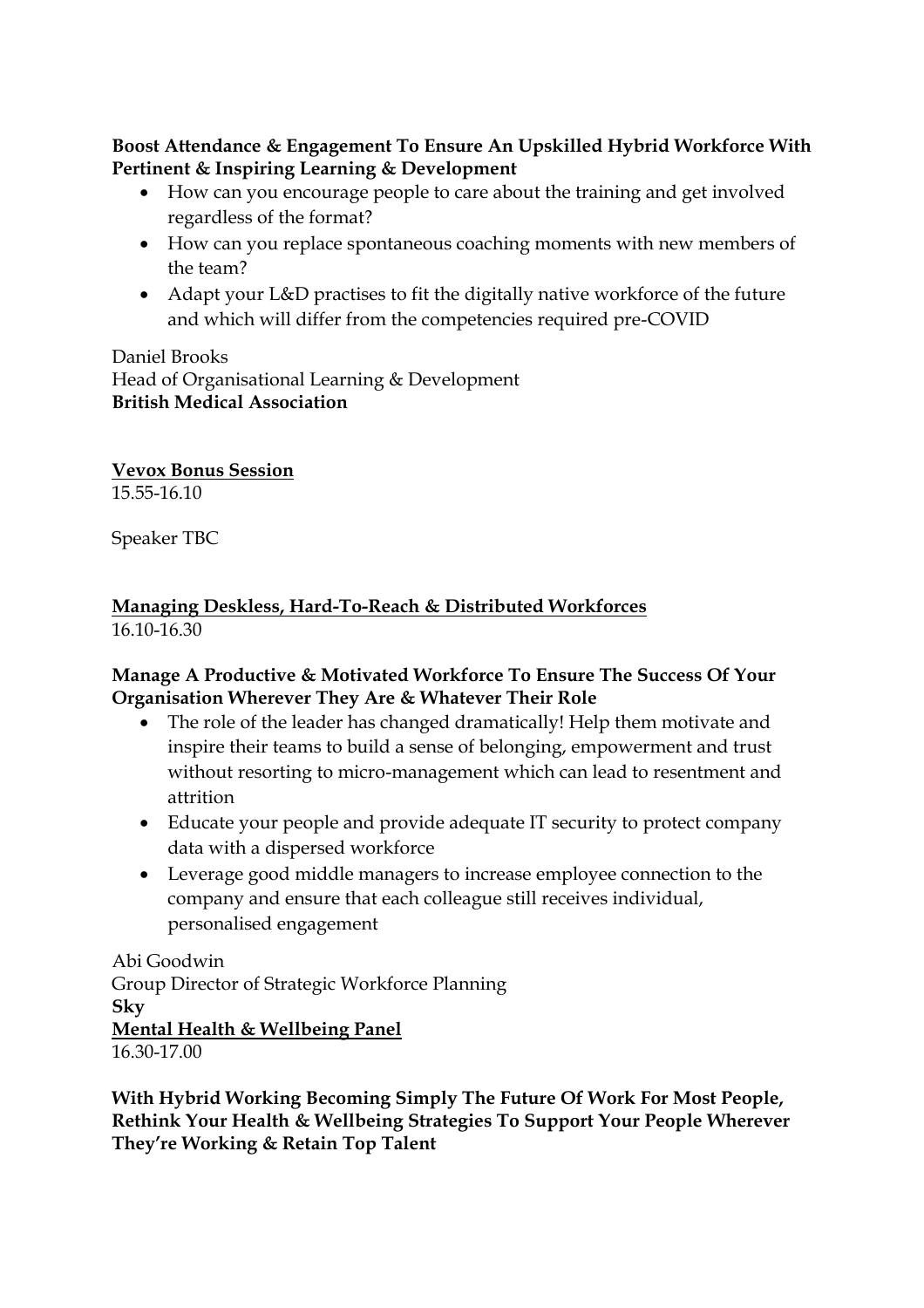**Boost Attendance & Engagement To Ensure An Upskilled Hybrid Workforce With Pertinent & Inspiring Learning & Development**

- How can you encourage people to care about the training and get involved regardless of the format?
- How can you replace spontaneous coaching moments with new members of the team?
- Adapt your L&D practises to fit the digitally native workforce of the future and which will differ from the competencies required pre-COVID

Daniel Brooks
Head of Organisational Learning & Development
**British Medical Association**

**Vevox Bonus Session**
15.55-16.10

Speaker TBC

**Managing Deskless, Hard-To-Reach & Distributed Workforces**
16.10-16.30

**Manage A Productive & Motivated Workforce To Ensure The Success Of Your Organisation Wherever They Are & Whatever Their Role**

- The role of the leader has changed dramatically! Help them motivate and inspire their teams to build a sense of belonging, empowerment and trust without resorting to micro-management which can lead to resentment and attrition
- Educate your people and provide adequate IT security to protect company data with a dispersed workforce
- Leverage good middle managers to increase employee connection to the company and ensure that each colleague still receives individual, personalised engagement

Abi Goodwin
Group Director of Strategic Workforce Planning
**Sky**

**Mental Health & Wellbeing Panel**
16.30-17.00

**With Hybrid Working Becoming Simply The Future Of Work For Most People, Rethink Your Health & Wellbeing Strategies To Support Your People Wherever They're Working & Retain Top Talent**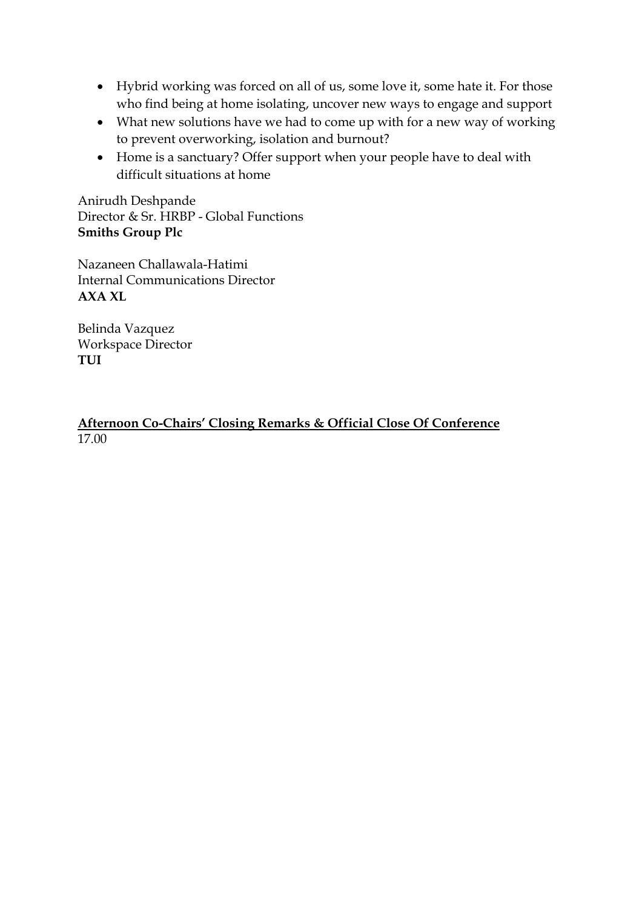- Hybrid working was forced on all of us, some love it, some hate it. For those who find being at home isolating, uncover new ways to engage and support
- What new solutions have we had to come up with for a new way of working to prevent overworking, isolation and burnout?
- Home is a sanctuary? Offer support when your people have to deal with difficult situations at home

Anirudh Deshpande
Director & Sr. HRBP - Global Functions
**Smiths Group Plc**

Nazaneen Challawala-Hatimi
Internal Communications Director
**AXA XL**

Belinda Vazquez
Workspace Director
**TUI**

**<u>Afternoon Co-Chairs' Closing Remarks & Official Close Of Conference</u>**
17.00